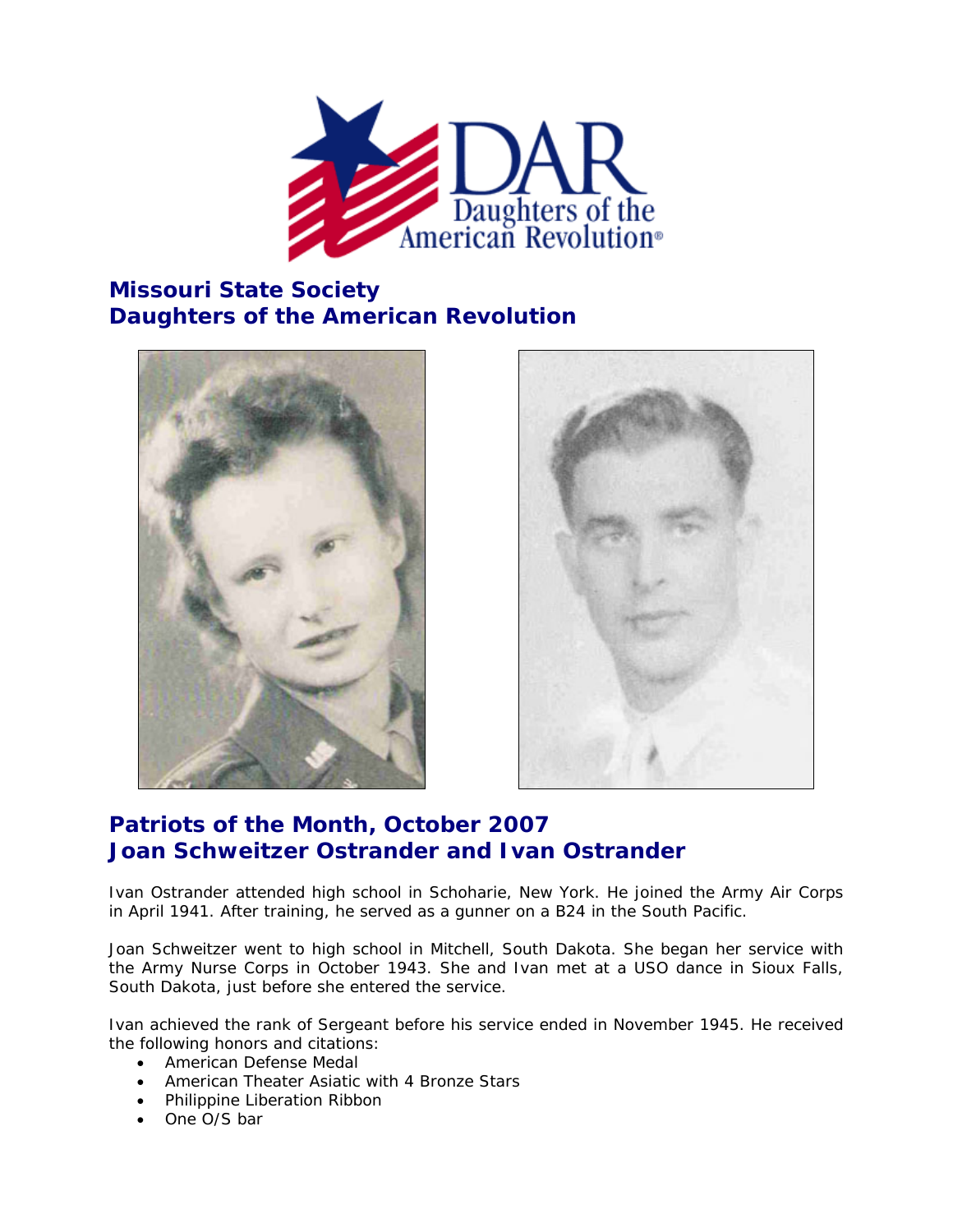## Missouri State Society
## Daughters of the American Revolution

## Patriots of the Month, October 2007
## Joan Schweitzer Ostrander and Ivan Ostrander

Ivan Ostrander attended high school in Schoharie, New York. He joined the Army Air Corps in April 1941. After training, he served as a gunner on a B24 in the South Pacific.

Joan Schweitzer went to high school in Mitchell, South Dakota. She began her service with the Army Nurse Corps in October 1943. She and Ivan met at a USO dance in Sioux Falls, South Dakota, just before she entered the service.

Ivan achieved the rank of Sergeant before his service ended in November 1945. He received the following honors and citations:

- American Defense Medal
- American Theater Asiatic with 4 Bronze Stars
- Philippine Liberation Ribbon
- One O/S bar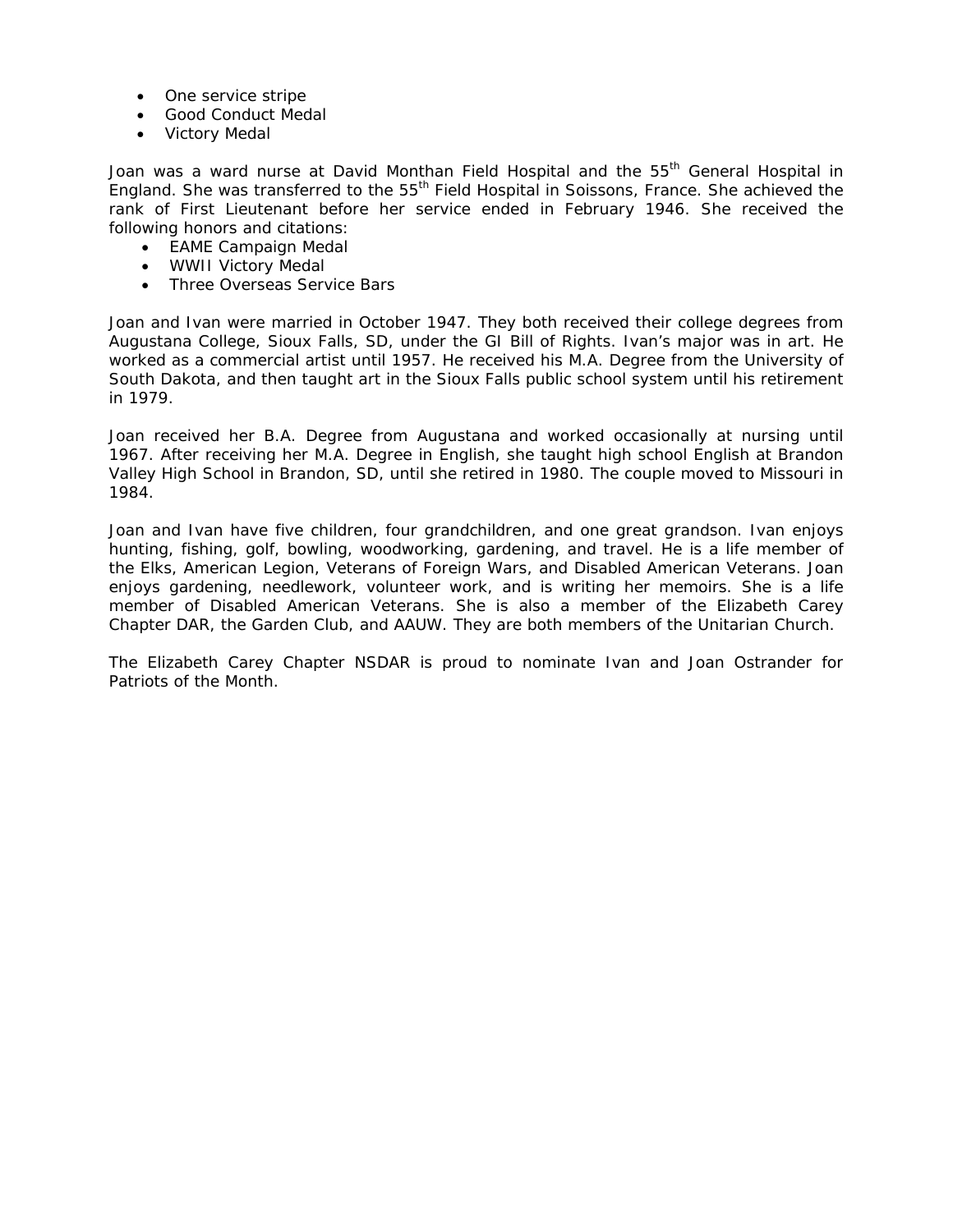- One service stripe
- Good Conduct Medal
- Victory Medal

Joan was a ward nurse at David Monthan Field Hospital and the 55th General Hospital in England. She was transferred to the 55th Field Hospital in Soissons, France. She achieved the rank of First Lieutenant before her service ended in February 1946. She received the following honors and citations:

- EAME Campaign Medal
- WWII Victory Medal
- Three Overseas Service Bars

Joan and Ivan were married in October 1947. They both received their college degrees from Augustana College, Sioux Falls, SD, under the GI Bill of Rights. Ivan's major was in art. He worked as a commercial artist until 1957. He received his M.A. Degree from the University of South Dakota, and then taught art in the Sioux Falls public school system until his retirement in 1979.

Joan received her B.A. Degree from Augustana and worked occasionally at nursing until 1967. After receiving her M.A. Degree in English, she taught high school English at Brandon Valley High School in Brandon, SD, until she retired in 1980. The couple moved to Missouri in 1984.

Joan and Ivan have five children, four grandchildren, and one great grandson. Ivan enjoys hunting, fishing, golf, bowling, woodworking, gardening, and travel. He is a life member of the Elks, American Legion, Veterans of Foreign Wars, and Disabled American Veterans. Joan enjoys gardening, needlework, volunteer work, and is writing her memoirs. She is a life member of Disabled American Veterans. She is also a member of the Elizabeth Carey Chapter DAR, the Garden Club, and AAUW. They are both members of the Unitarian Church.

The Elizabeth Carey Chapter NSDAR is proud to nominate Ivan and Joan Ostrander for Patriots of the Month.